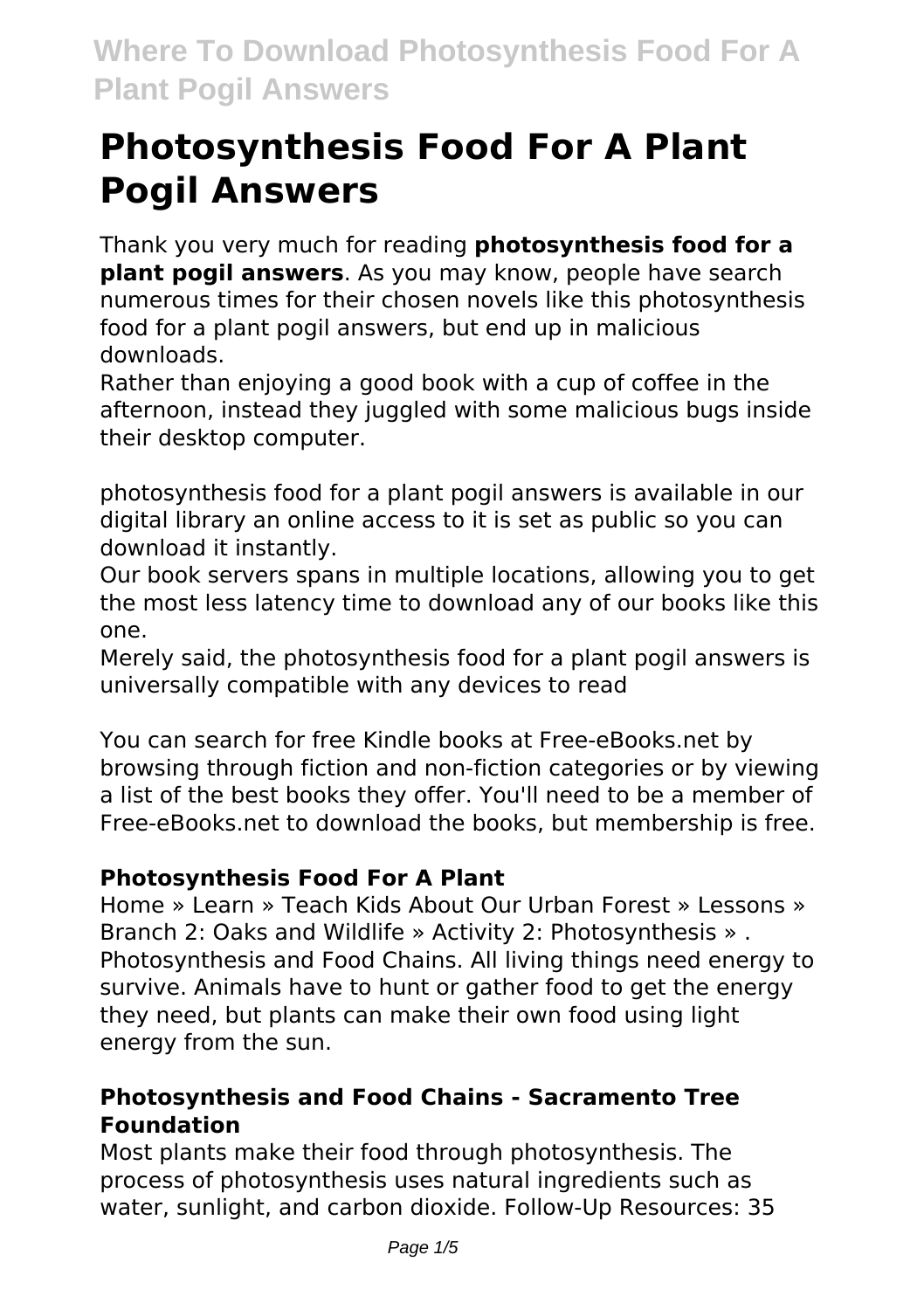# Photosynthesis Food For A Plant Pogil Answers

Thank you very much for reading **photosynthesis food for a plant pogil answers**. As you may know, people have search numerous times for their chosen novels like this photosynthesis food for a plant pogil answers, but end up in malicious downloads.

Rather than enjoying a good book with a cup of coffee in the afternoon, instead they juggled with some malicious bugs inside their desktop computer.

photosynthesis food for a plant pogil answers is available in our digital library an online access to it is set as public so you can download it instantly.

Our book servers spans in multiple locations, allowing you to get the most less latency time to download any of our books like this one.

Merely said, the photosynthesis food for a plant pogil answers is universally compatible with any devices to read

You can search for free Kindle books at Free-eBooks.net by browsing through fiction and non-fiction categories or by viewing a list of the best books they offer. You'll need to be a member of Free-eBooks.net to download the books, but membership is free.

### Photosynthesis Food For A Plant

Home » Learn » Teach Kids About Our Urban Forest » Lessons » Branch 2: Oaks and Wildlife » Activity 2: Photosynthesis » . Photosynthesis and Food Chains. All living things need energy to survive. Animals have to hunt or gather food to get the energy they need, but plants can make their own food using light energy from the sun.

### Photosynthesis and Food Chains - Sacramento Tree Foundation

Most plants make their food through photosynthesis. The process of photosynthesis uses natural ingredients such as water, sunlight, and carbon dioxide. Follow-Up Resources: 35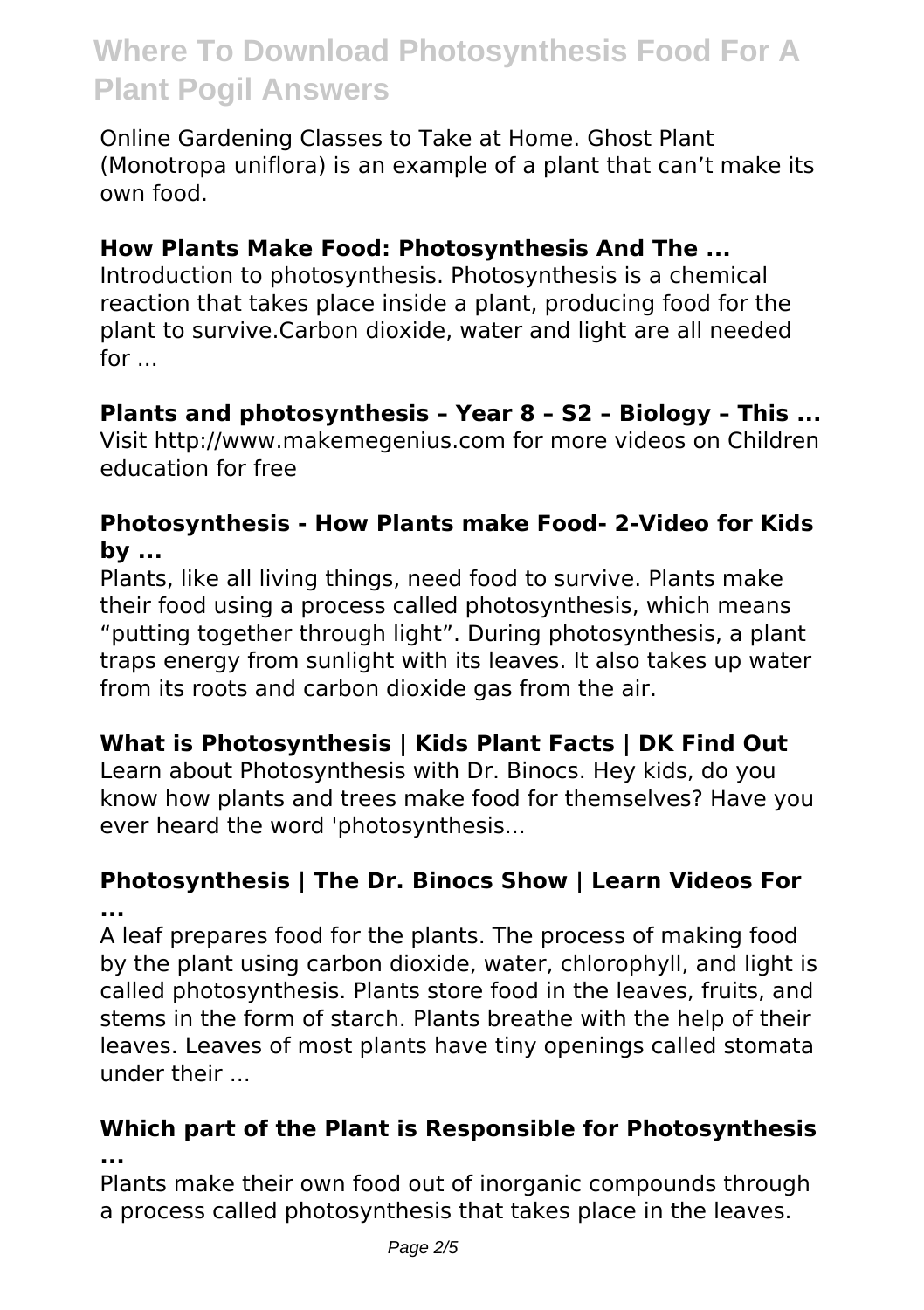Online Gardening Classes to Take at Home. Ghost Plant (Monotropa uniflora) is an example of a plant that can't make its own food.

### How Plants Make Food: Photosynthesis And The ...

Introduction to photosynthesis. Photosynthesis is a chemical reaction that takes place inside a plant, producing food for the plant to survive.Carbon dioxide, water and light are all needed for ...

### Plants and photosynthesis – Year 8 – S2 – Biology – This ...

Visit http://www.makemegenius.com for more videos on Children education for free

### Photosynthesis - How Plants make Food- 2-Video for Kids by ...

Plants, like all living things, need food to survive. Plants make their food using a process called photosynthesis, which means "putting together through light". During photosynthesis, a plant traps energy from sunlight with its leaves. It also takes up water from its roots and carbon dioxide gas from the air.

### What is Photosynthesis | Kids Plant Facts | DK Find Out

Learn about Photosynthesis with Dr. Binocs. Hey kids, do you know how plants and trees make food for themselves? Have you ever heard the word 'photosynthesis...

### Photosynthesis | The Dr. Binocs Show | Learn Videos For ...

A leaf prepares food for the plants. The process of making food by the plant using carbon dioxide, water, chlorophyll, and light is called photosynthesis. Plants store food in the leaves, fruits, and stems in the form of starch. Plants breathe with the help of their leaves. Leaves of most plants have tiny openings called stomata under their ...

### Which part of the Plant is Responsible for Photosynthesis ...

Plants make their own food out of inorganic compounds through a process called photosynthesis that takes place in the leaves.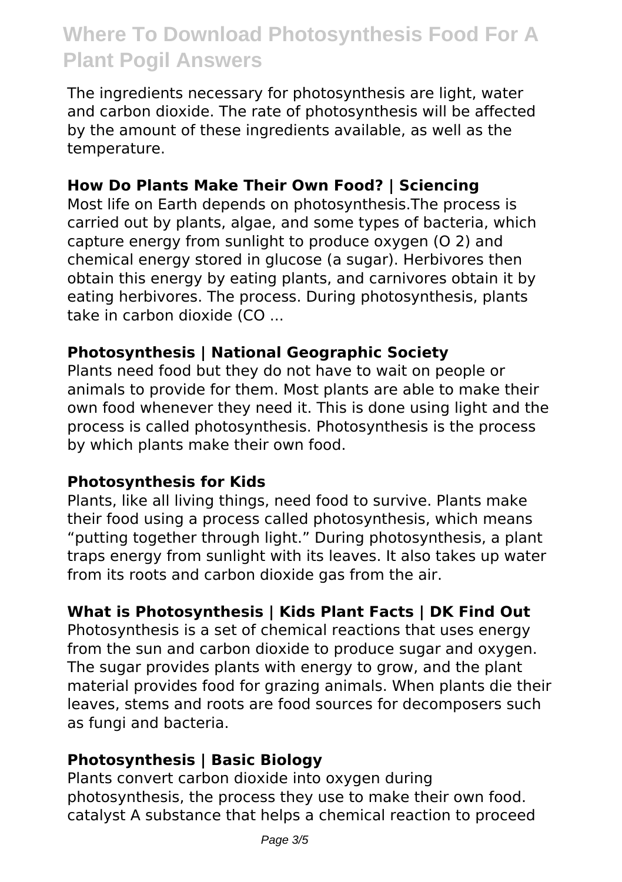The ingredients necessary for photosynthesis are light, water and carbon dioxide. The rate of photosynthesis will be affected by the amount of these ingredients available, as well as the temperature.

**How Do Plants Make Their Own Food? | Sciencing**

Most life on Earth depends on photosynthesis.The process is carried out by plants, algae, and some types of bacteria, which capture energy from sunlight to produce oxygen ($O_2$) and chemical energy stored in glucose (a sugar). Herbivores then obtain this energy by eating plants, and carnivores obtain it by eating herbivores. The process. During photosynthesis, plants take in carbon dioxide (CO ...

**Photosynthesis | National Geographic Society**

Plants need food but they do not have to wait on people or animals to provide for them. Most plants are able to make their own food whenever they need it. This is done using light and the process is called photosynthesis. Photosynthesis is the process by which plants make their own food.

**Photosynthesis for Kids**

Plants, like all living things, need food to survive. Plants make their food using a process called photosynthesis, which means "putting together through light." During photosynthesis, a plant traps energy from sunlight with its leaves. It also takes up water from its roots and carbon dioxide gas from the air.

**What is Photosynthesis | Kids Plant Facts | DK Find Out**

Photosynthesis is a set of chemical reactions that uses energy from the sun and carbon dioxide to produce sugar and oxygen. The sugar provides plants with energy to grow, and the plant material provides food for grazing animals. When plants die their leaves, stems and roots are food sources for decomposers such as fungi and bacteria.

**Photosynthesis | Basic Biology**

Plants convert carbon dioxide into oxygen during photosynthesis, the process they use to make their own food. catalyst A substance that helps a chemical reaction to proceed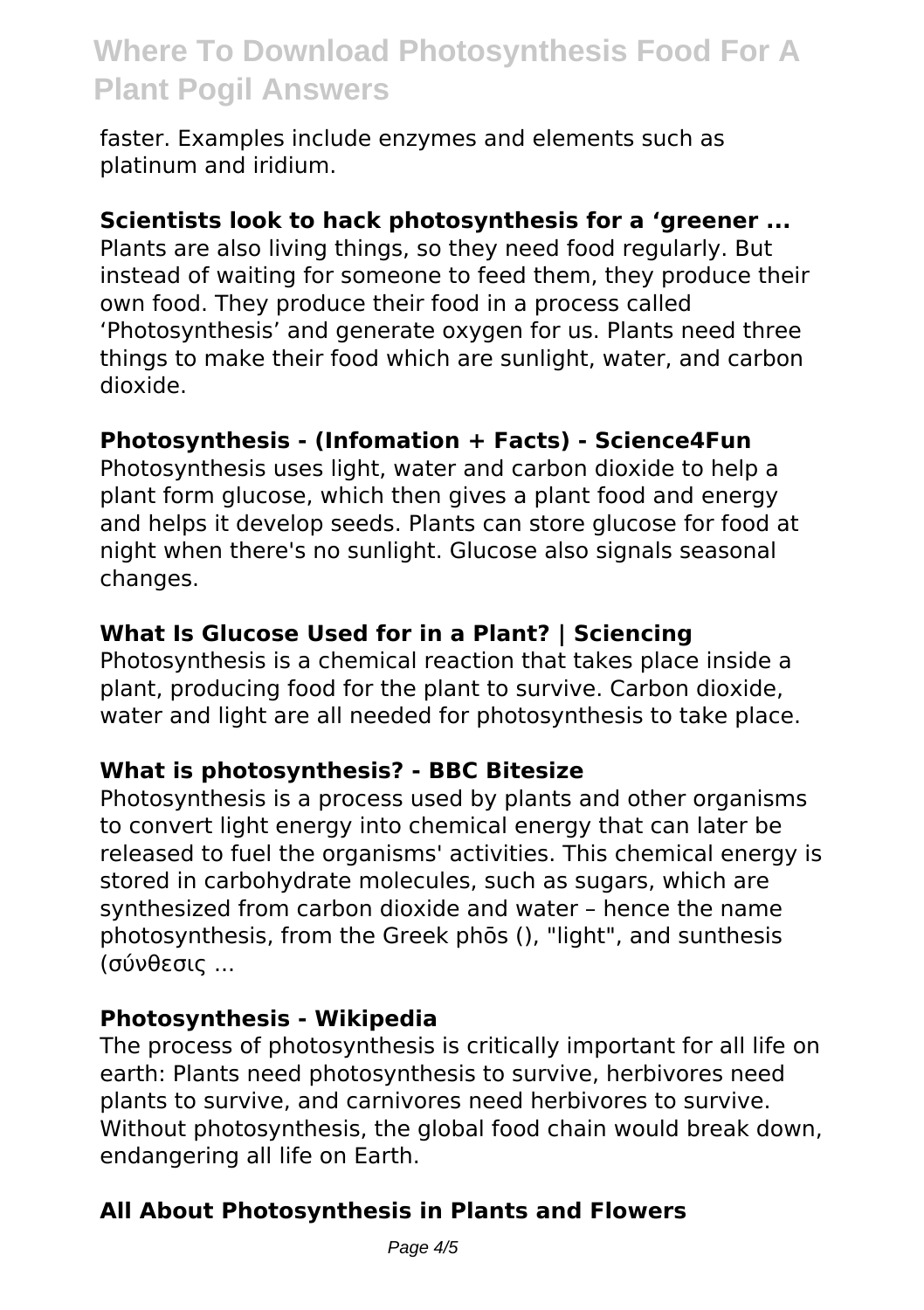faster. Examples include enzymes and elements such as platinum and iridium.

**Scientists look to hack photosynthesis for a 'greener ...**

Plants are also living things, so they need food regularly. But instead of waiting for someone to feed them, they produce their own food. They produce their food in a process called 'Photosynthesis' and generate oxygen for us. Plants need three things to make their food which are sunlight, water, and carbon dioxide.

**Photosynthesis - (Infomation + Facts) - Science4Fun**

Photosynthesis uses light, water and carbon dioxide to help a plant form glucose, which then gives a plant food and energy and helps it develop seeds. Plants can store glucose for food at night when there's no sunlight. Glucose also signals seasonal changes.

**What Is Glucose Used for in a Plant? | Sciencing**

Photosynthesis is a chemical reaction that takes place inside a plant, producing food for the plant to survive. Carbon dioxide, water and light are all needed for photosynthesis to take place.

**What is photosynthesis? - BBC Bitesize**

Photosynthesis is a process used by plants and other organisms to convert light energy into chemical energy that can later be released to fuel the organisms' activities. This chemical energy is stored in carbohydrate molecules, such as sugars, which are synthesized from carbon dioxide and water – hence the name photosynthesis, from the Greek phōs (), "light", and sunthesis (σύνθεσις ...

**Photosynthesis - Wikipedia**

The process of photosynthesis is critically important for all life on earth: Plants need photosynthesis to survive, herbivores need plants to survive, and carnivores need herbivores to survive. Without photosynthesis, the global food chain would break down, endangering all life on Earth.

**All About Photosynthesis in Plants and Flowers**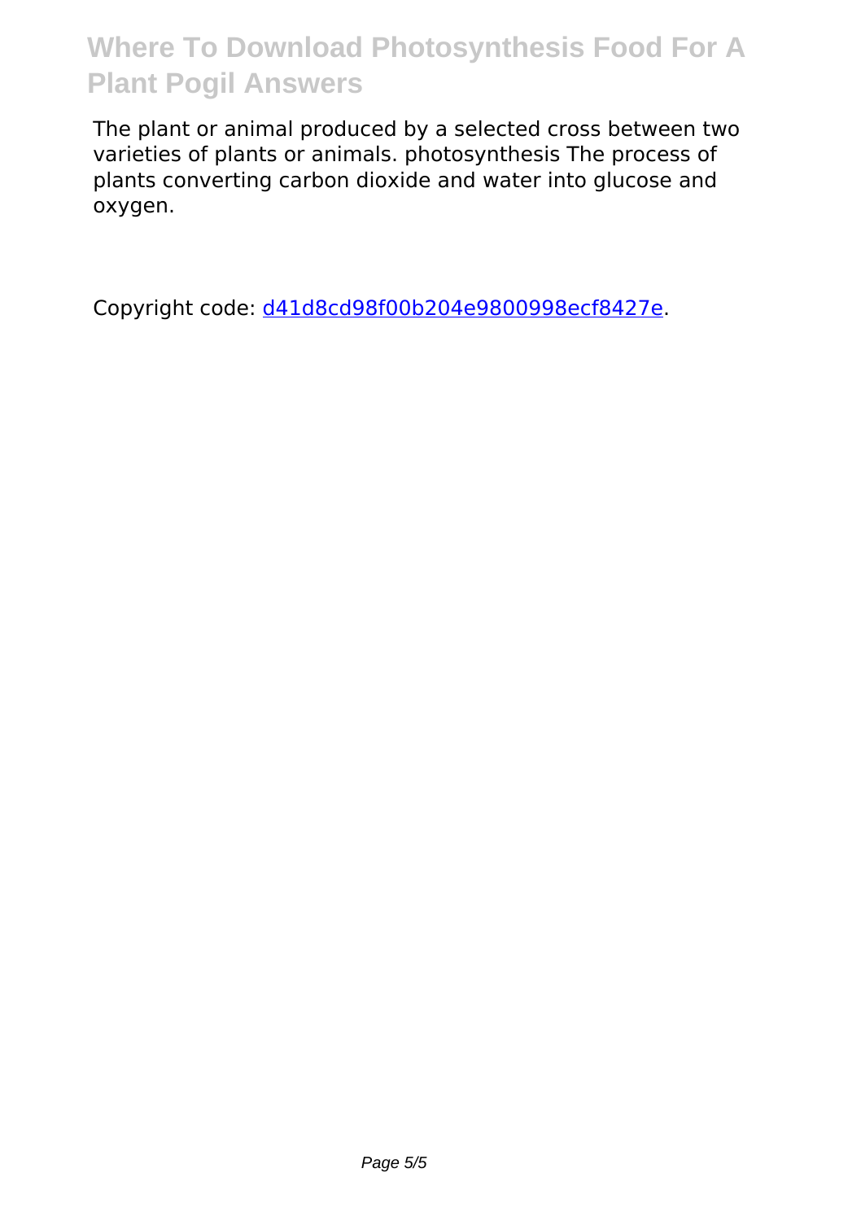The plant or animal produced by a selected cross between two varieties of plants or animals. photosynthesis The process of plants converting carbon dioxide and water into glucose and oxygen.

Copyright code: d41d8cd98f00b204e9800998ecf8427e.